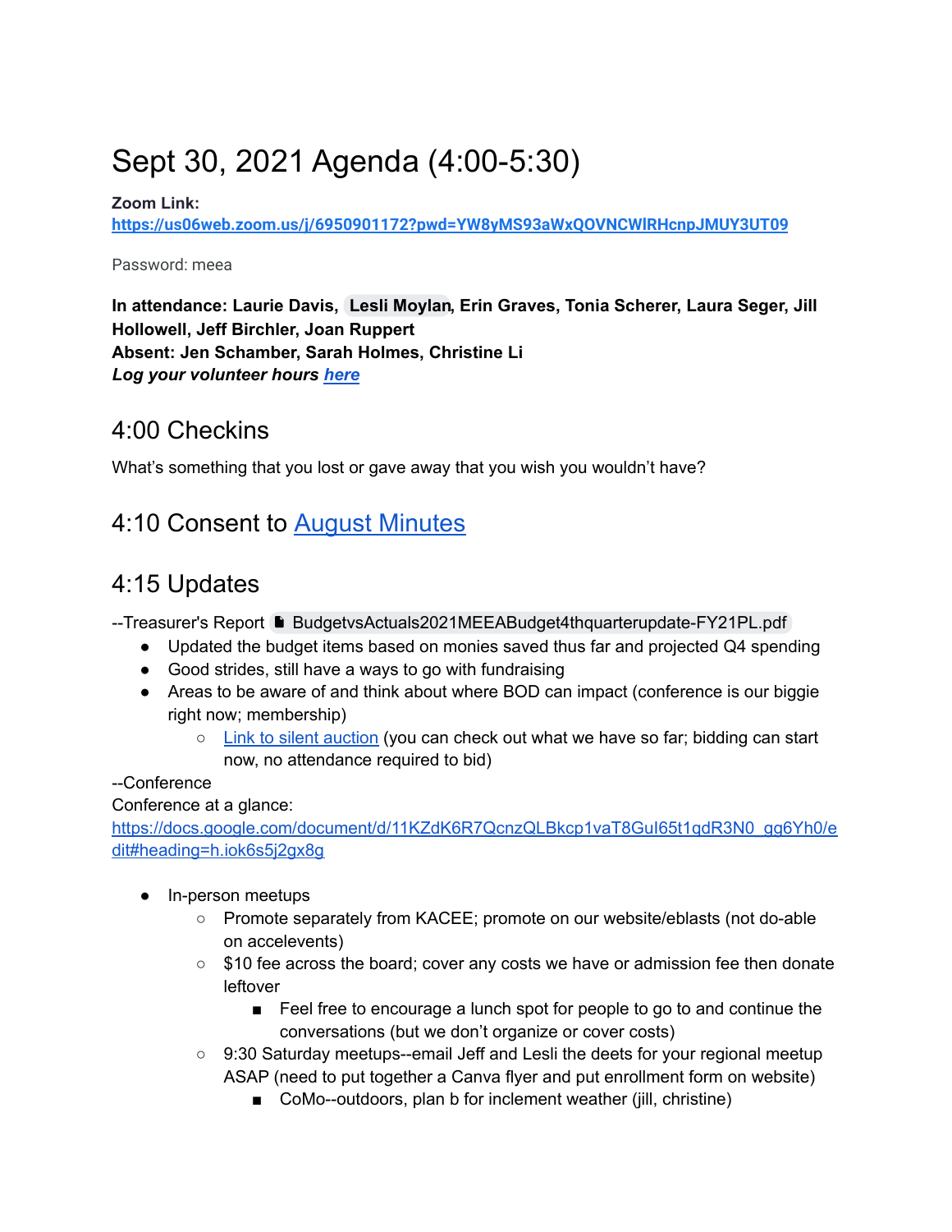# Sept 30, 2021 Agenda (4:00-5:30)

**Zoom Link:**
**https://us06web.zoom.us/j/6950901172?pwd=YW8yMS93aWxQOVNCWlRHcnpJMUY3UT09**

Password: meea

**In attendance: Laurie Davis, Lesli Moylan, Erin Graves, Tonia Scherer, Laura Seger, Jill Hollowell, Jeff Birchler, Joan Ruppert**
**Absent: Jen Schamber, Sarah Holmes, Christine Li**
***Log your volunteer hours here***

## 4:00 Checkins

What's something that you lost or gave away that you wish you wouldn't have?

## 4:10 Consent to August Minutes

## 4:15 Updates

--Treasurer's Report BudgetvsActuals2021MEEABudget4thquarterupdate-FY21PL.pdf

- Updated the budget items based on monies saved thus far and projected Q4 spending
- Good strides, still have a ways to go with fundraising
- Areas to be aware of and think about where BOD can impact (conference is our biggie right now; membership)
  - Link to silent auction (you can check out what we have so far; bidding can start now, no attendance required to bid)

--Conference
Conference at a glance:
https://docs.google.com/document/d/11KZdK6R7QcnzQLBkcp1vaT8GuI65t1qdR3N0_gg6Yh0/edit#heading=h.iok6s5j2gx8g

- In-person meetups
  - Promote separately from KACEE; promote on our website/eblasts (not do-able on accelevents)
  - $10 fee across the board; cover any costs we have or admission fee then donate leftover
    - Feel free to encourage a lunch spot for people to go to and continue the conversations (but we don't organize or cover costs)
  - 9:30 Saturday meetups--email Jeff and Lesli the deets for your regional meetup ASAP (need to put together a Canva flyer and put enrollment form on website)
    - CoMo--outdoors, plan b for inclement weather (jill, christine)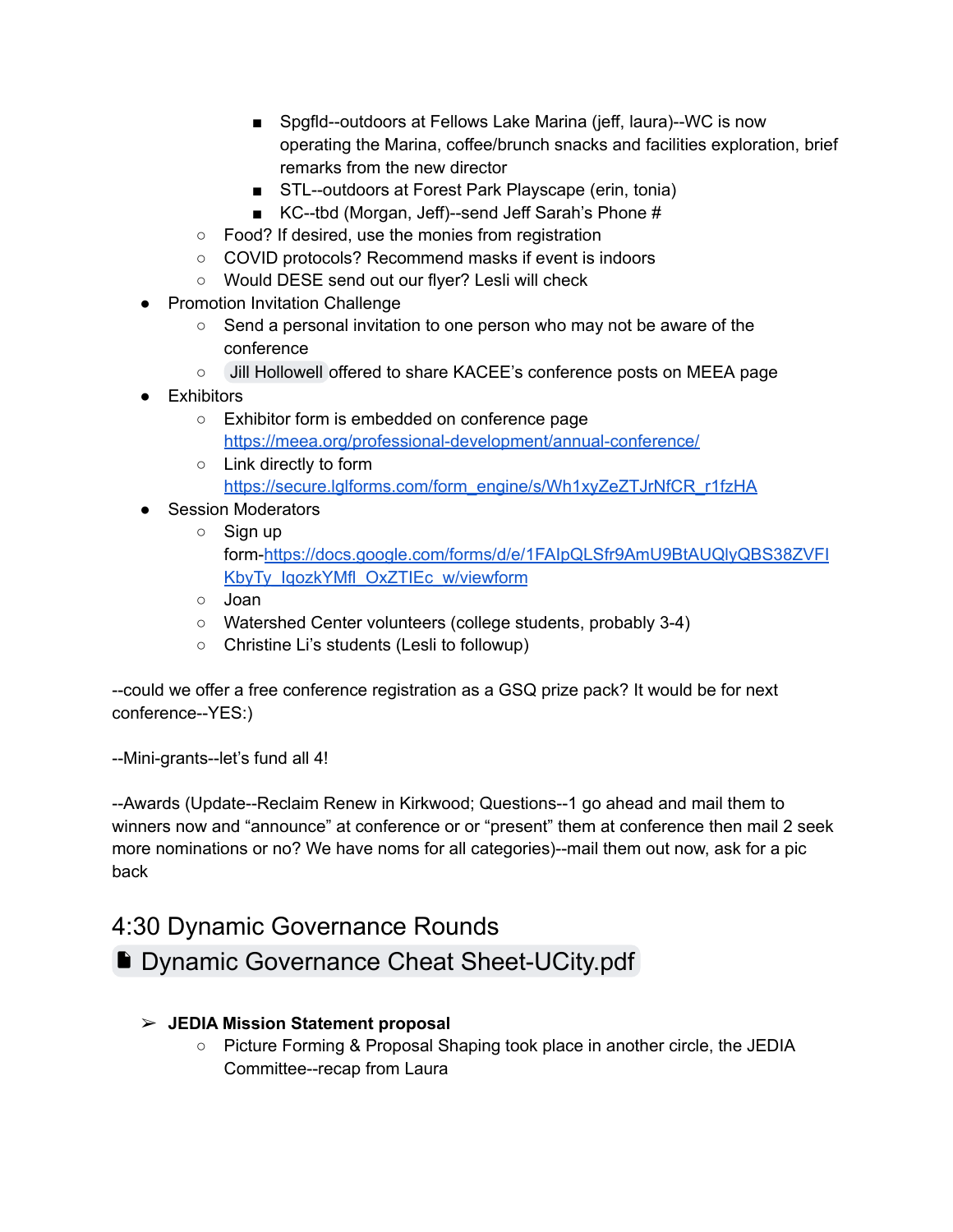- Spgfld--outdoors at Fellows Lake Marina (jeff, laura)--WC is now operating the Marina, coffee/brunch snacks and facilities exploration, brief remarks from the new director
        - STL--outdoors at Forest Park Playscape (erin, tonia)
        - KC--tbd (Morgan, Jeff)--send Jeff Sarah's Phone #
    - Food? If desired, use the monies from registration
    - COVID protocols? Recommend masks if event is indoors
    - Would DESE send out our flyer? Lesli will check
- Promotion Invitation Challenge
    - Send a personal invitation to one person who may not be aware of the conference
    - Jill Hollowell offered to share KACEE's conference posts on MEEA page
- Exhibitors
    - Exhibitor form is embedded on conference page https://meea.org/professional-development/annual-conference/
    - Link directly to form https://secure.lglforms.com/form_engine/s/Wh1xyZeZTJrNfCR_r1fzHA
- Session Moderators
    - Sign up form-https://docs.google.com/forms/d/e/1FAIpQLSfr9AmU9BtAUQlyQBS38ZVFIKbyTy_IqozkYMfl_OxZTIEc_w/viewform
    - Joan
    - Watershed Center volunteers (college students, probably 3-4)
    - Christine Li's students (Lesli to followup)

--could we offer a free conference registration as a GSQ prize pack? It would be for next conference--YES:)

--Mini-grants--let's fund all 4!

--Awards (Update--Reclaim Renew in Kirkwood; Questions--1 go ahead and mail them to winners now and "announce" at conference or or "present" them at conference then mail 2 seek more nominations or no? We have noms for all categories)--mail them out now, ask for a pic back

## 4:30 Dynamic Governance Rounds

## Dynamic Governance Cheat Sheet-UCity.pdf

- **JEDIA Mission Statement proposal**
    - Picture Forming & Proposal Shaping took place in another circle, the JEDIA Committee--recap from Laura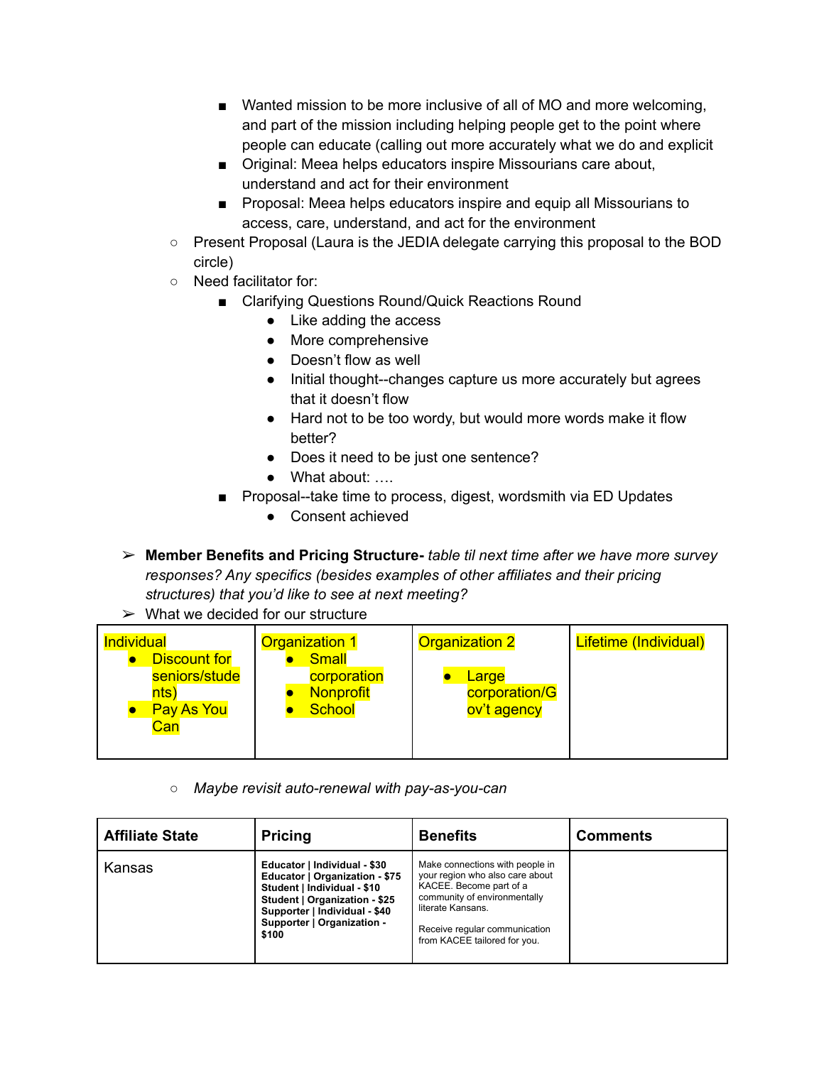- Wanted mission to be more inclusive of all of MO and more welcoming, and part of the mission including helping people get to the point where people can educate (calling out more accurately what we do and explicit
        - Original: Meea helps educators inspire Missourians care about, understand and act for their environment
        - Proposal: Meea helps educators inspire and equip all Missourians to access, care, understand, and act for the environment
    - Present Proposal (Laura is the JEDIA delegate carrying this proposal to the BOD circle)
    - Need facilitator for:
        - Clarifying Questions Round/Quick Reactions Round
            - Like adding the access
            - More comprehensive
            - Doesn't flow as well
            - Initial thought--changes capture us more accurately but agrees that it doesn't flow
            - Hard not to be too wordy, but would more words make it flow better?
            - Does it need to be just one sentence?
            - What about: ….
        - Proposal--take time to process, digest, wordsmith via ED Updates
            - Consent achieved

- **Member Benefits and Pricing Structure-** *table til next time after we have more survey responses? Any specifics (besides examples of other affiliates and their pricing structures) that you'd like to see at next meeting?*
- What we decided for our structure

| Individual<br>• Discount for seniors/students)<br>• Pay As You Can | Organization 1<br>• Small corporation<br>• Nonprofit<br>• School | Organization 2<br>• Large corporation/Gov't agency | Lifetime (Individual) |
|---|---|---|---|

- *Maybe revisit auto-renewal with pay-as-you-can*

| Affiliate State | Pricing | Benefits | Comments |
|---|---|---|---|
| Kansas | **Educator \| Individual - $30**<br>**Educator \| Organization - $75**<br>**Student \| Individual - $10**<br>**Student \| Organization - $25**<br>**Supporter \| Individual - $40**<br>**Supporter \| Organization - $100** | Make connections with people in your region who also care about KACEE. Become part of a community of environmentally literate Kansans.<br><br>Receive regular communication from KACEE tailored for you. | |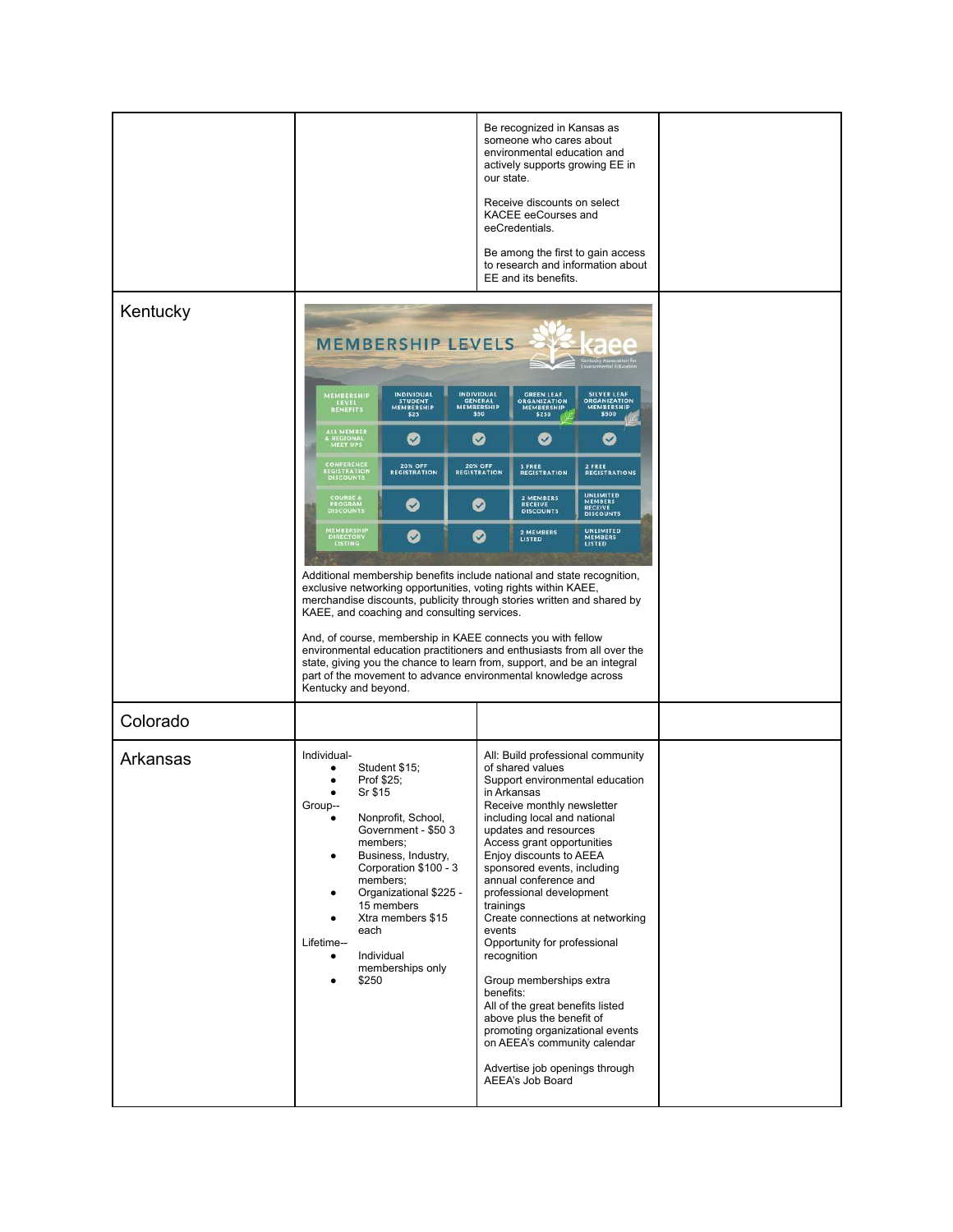| | | | |
|---|---|---|---|
| | | Be recognized in Kansas as someone who cares about environmental education and actively supports growing EE in our state.<br><br>Receive discounts on select KACEE eeCourses and eeCredentials.<br><br>Be among the first to gain access to research and information about EE and its benefits. | |
| Kentucky | MEMBERSHIP LEVELS — kaee Kentucky Association for Environmental Education<br><br>Membership Level Benefits: Individual Student Membership $25; Individual General Membership $50; Green Leaf Organization Membership $250; Silver Leaf Organization Membership $500<br>All Member & Regional Meet Ups: ✓; ✓; ✓; ✓<br>Conference Registration Discounts: 20% off registration; 20% off registration; 1 free registration; 2 free registrations<br>Course & Program Discounts: ✓; ✓; 2 members receive discounts; Unlimited members receive discounts<br>Membership Directory Listing: ✓; ✓; 2 members listed; Unlimited members listed<br><br>Additional membership benefits include national and state recognition, exclusive networking opportunities, voting rights within KAEE, merchandise discounts, publicity through stories written and shared by KAEE, and coaching and consulting services.<br><br>And, of course, membership in KAEE connects you with fellow environmental education practitioners and enthusiasts from all over the state, giving you the chance to learn from, support, and be an integral part of the movement to advance environmental knowledge across Kentucky and beyond. | | |
| Colorado | | | |
| Arkansas | Individual-<br>• Student $15;<br>• Prof $25;<br>• Sr $15<br>Group--<br>• Nonprofit, School, Government - $50 3 members;<br>• Business, Industry, Corporation $100 - 3 members;<br>• Organizational $225 - 15 members<br>• Xtra members $15 each<br>Lifetime--<br>• Individual memberships only<br>• $250 | All: Build professional community of shared values<br>Support environmental education in Arkansas<br>Receive monthly newsletter including local and national updates and resources<br>Access grant opportunities<br>Enjoy discounts to AEEA sponsored events, including annual conference and professional development trainings<br>Create connections at networking events<br>Opportunity for professional recognition<br><br>Group memberships extra benefits:<br>All of the great benefits listed above plus the benefit of promoting organizational events on AEEA's community calendar<br><br>Advertise job openings through AEEA's Job Board | |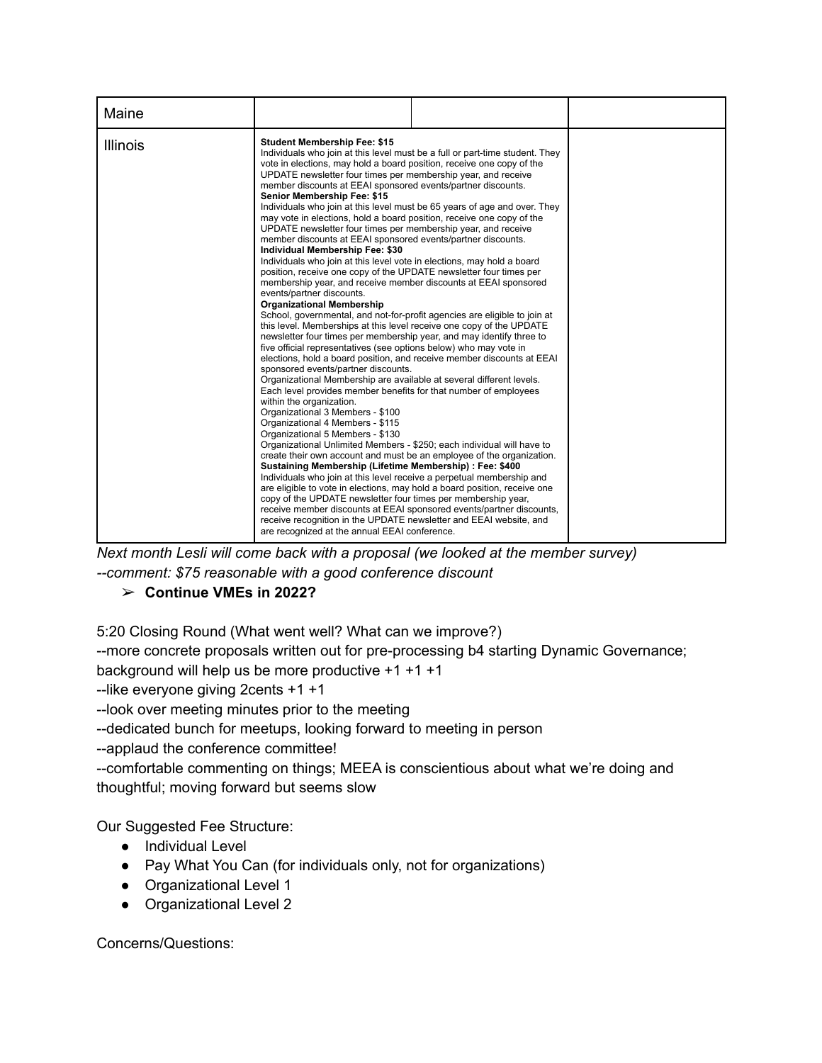| Maine | | | |
|---|---|---|---|
| Illinois | **Student Membership Fee: $15**<br>Individuals who join at this level must be a full or part-time student. They vote in elections, may hold a board position, receive one copy of the UPDATE newsletter four times per membership year, and receive member discounts at EEAI sponsored events/partner discounts.<br>**Senior Membership Fee: $15**<br>Individuals who join at this level must be 65 years of age and over. They may vote in elections, hold a board position, receive one copy of the UPDATE newsletter four times per membership year, and receive member discounts at EEAI sponsored events/partner discounts.<br>**Individual Membership Fee: $30**<br>Individuals who join at this level vote in elections, may hold a board position, receive one copy of the UPDATE newsletter four times per membership year, and receive member discounts at EEAI sponsored events/partner discounts.<br>**Organizational Membership**<br>School, governmental, and not-for-profit agencies are eligible to join at this level. Memberships at this level receive one copy of the UPDATE newsletter four times per membership year, and may identify three to five official representatives (see options below) who may vote in elections, hold a board position, and receive member discounts at EEAI sponsored events/partner discounts.<br>Organizational Membership are available at several different levels. Each level provides member benefits for that number of employees within the organization.<br>Organizational 3 Members - $100<br>Organizational 4 Members - $115<br>Organizational 5 Members - $130<br>Organizational Unlimited Members - $250; each individual will have to create their own account and must be an employee of the organization.<br>**Sustaining Membership (Lifetime Membership) : Fee: $400**<br>Individuals who join at this level receive a perpetual membership and are eligible to vote in elections, may hold a board position, receive one copy of the UPDATE newsletter four times per membership year, receive member discounts at EEAI sponsored events/partner discounts, receive recognition in the UPDATE newsletter and EEAI website, and are recognized at the annual EEAI conference. | | |

*Next month Lesli will come back with a proposal (we looked at the member survey)*
*--comment: $75 reasonable with a good conference discount*

- **Continue VMEs in 2022?**

5:20 Closing Round (What went well? What can we improve?)
--more concrete proposals written out for pre-processing b4 starting Dynamic Governance; background will help us be more productive +1 +1 +1
--like everyone giving 2cents +1 +1
--look over meeting minutes prior to the meeting
--dedicated bunch for meetups, looking forward to meeting in person
--applaud the conference committee!
--comfortable commenting on things; MEEA is conscientious about what we're doing and thoughtful; moving forward but seems slow

Our Suggested Fee Structure:

- Individual Level
- Pay What You Can (for individuals only, not for organizations)
- Organizational Level 1
- Organizational Level 2

Concerns/Questions: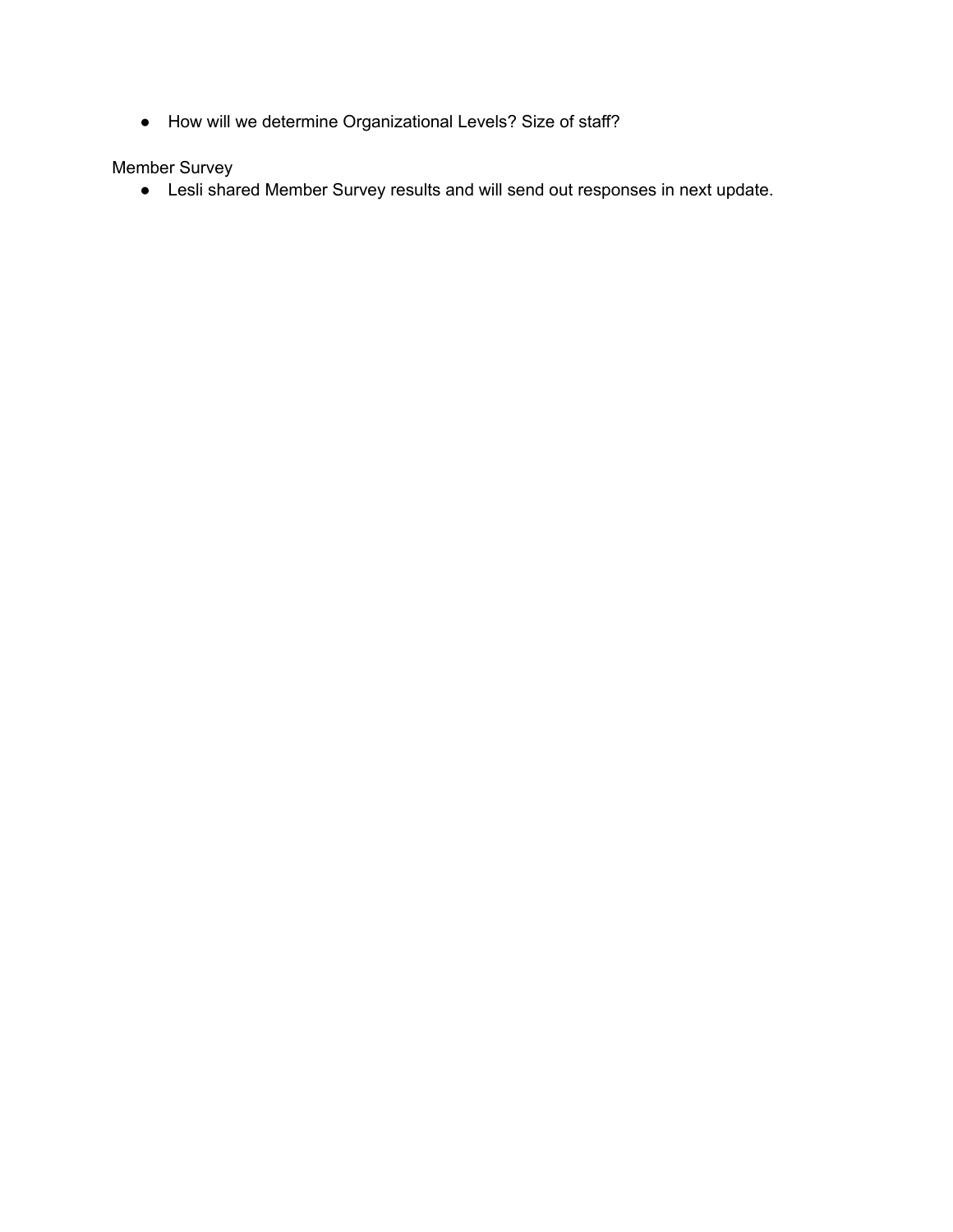- How will we determine Organizational Levels? Size of staff?

Member Survey

- Lesli shared Member Survey results and will send out responses in next update.